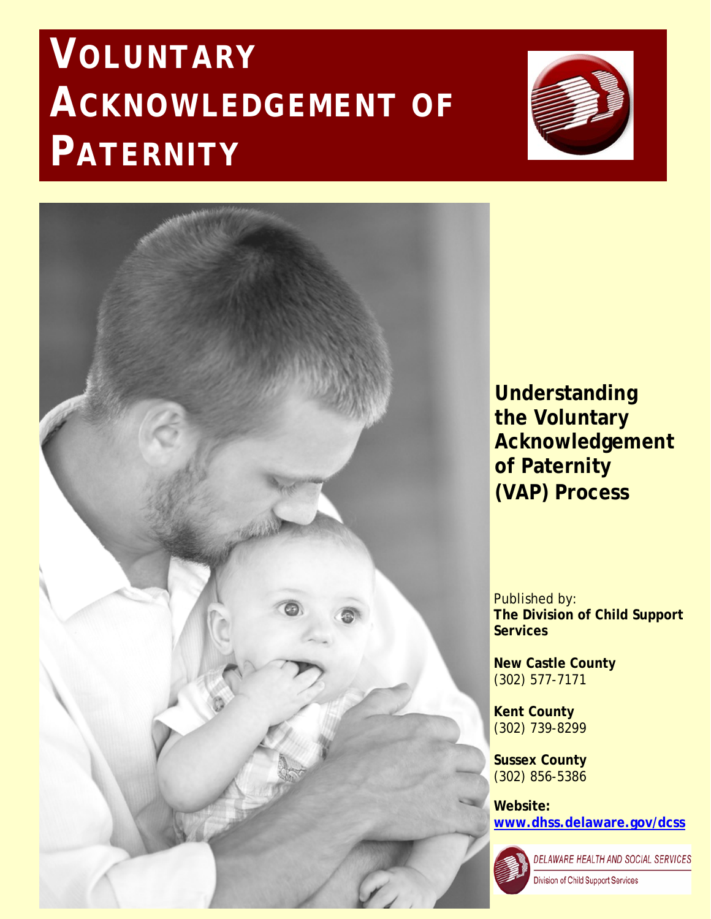# Voluntary Acknowledgement of Paternity

**Understanding the Voluntary Acknowledgement of Paternity (VAP) Process**

Published by:
**The Division of Child Support Services**

**New Castle County**
(302) 577-7171

**Kent County**
(302) 739-8299

**Sussex County**
(302) 856-5386

**Website:**
**www.dhss.delaware.gov/dcss**

DELAWARE HEALTH AND SOCIAL SERVICES
Division of Child Support Services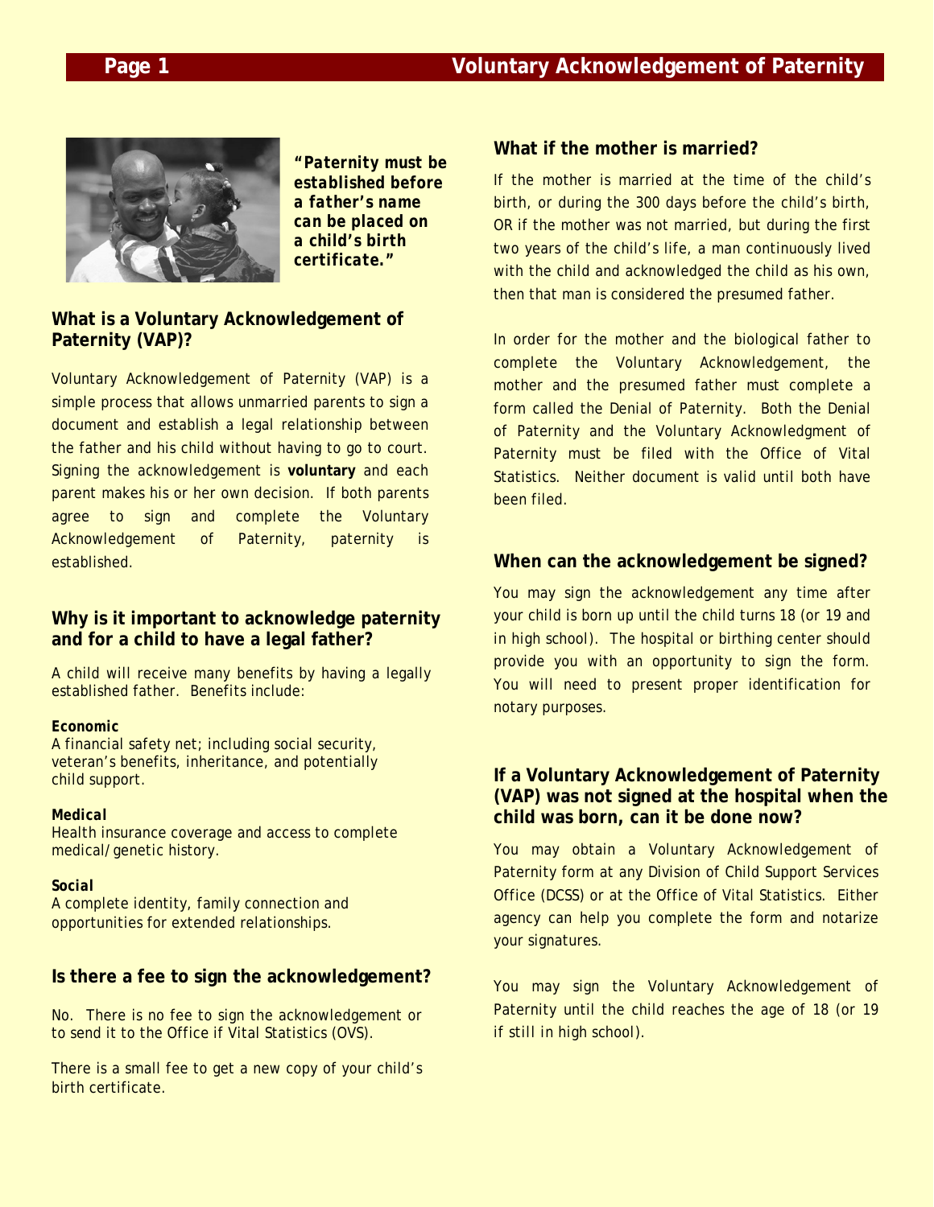*"Paternity must be established before a father's name can be placed on a child's birth certificate."*

## What is a Voluntary Acknowledgement of Paternity (VAP)?

Voluntary Acknowledgement of Paternity (VAP) is a simple process that allows unmarried parents to sign a document and establish a legal relationship between the father and his child without having to go to court. Signing the acknowledgement is **voluntary** and each parent makes his or her own decision. If both parents agree to sign and complete the Voluntary Acknowledgement of Paternity, paternity is established.

## Why is it important to acknowledge paternity and for a child to have a legal father?

A child will receive many benefits by having a legally established father. Benefits include:

**Economic**
A financial safety net; including social security, veteran's benefits, inheritance, and potentially child support.

**Medical**
Health insurance coverage and access to complete medical/genetic history.

**Social**
A complete identity, family connection and opportunities for extended relationships.

## Is there a fee to sign the acknowledgement?

No. There is no fee to sign the acknowledgement or to send it to the Office if Vital Statistics (OVS).

There is a small fee to get a new copy of your child's birth certificate.

## What if the mother is married?

If the mother is married at the time of the child's birth, or during the 300 days before the child's birth, OR if the mother was not married, but during the first two years of the child's life, a man continuously lived with the child and acknowledged the child as his own, then that man is considered the presumed father.

In order for the mother and the biological father to complete the Voluntary Acknowledgement, the mother and the presumed father must complete a form called the Denial of Paternity. Both the Denial of Paternity and the Voluntary Acknowledgment of Paternity must be filed with the Office of Vital Statistics. Neither document is valid until both have been filed.

## When can the acknowledgement be signed?

You may sign the acknowledgement any time after your child is born up until the child turns 18 (or 19 and in high school). The hospital or birthing center should provide you with an opportunity to sign the form. You will need to present proper identification for notary purposes.

## If a Voluntary Acknowledgement of Paternity (VAP) was not signed at the hospital when the child was born, can it be done now?

You may obtain a Voluntary Acknowledgement of Paternity form at any Division of Child Support Services Office (DCSS) or at the Office of Vital Statistics. Either agency can help you complete the form and notarize your signatures.

You may sign the Voluntary Acknowledgement of Paternity until the child reaches the age of 18 (or 19 if still in high school).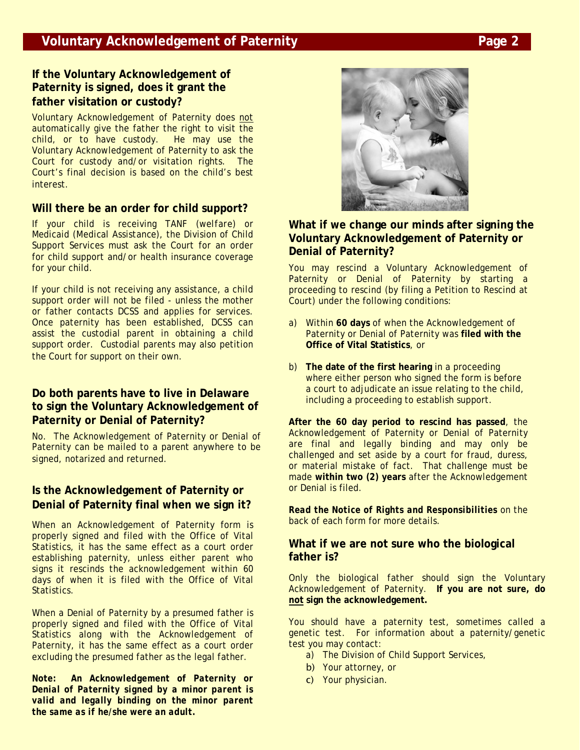## If the Voluntary Acknowledgement of Paternity is signed, does it grant the father visitation or custody?

Voluntary Acknowledgement of Paternity does not automatically give the father the right to visit the child, or to have custody. He may use the Voluntary Acknowledgement of Paternity to ask the Court for custody and/or visitation rights. The Court's final decision is based on the child's best interest.

## Will there be an order for child support?

If your child is receiving TANF (welfare) or Medicaid (Medical Assistance), the Division of Child Support Services must ask the Court for an order for child support and/or health insurance coverage for your child.

If your child is not receiving any assistance, a child support order will not be filed - unless the mother or father contacts DCSS and applies for services. Once paternity has been established, DCSS can assist the custodial parent in obtaining a child support order. Custodial parents may also petition the Court for support on their own.

## Do both parents have to live in Delaware to sign the Voluntary Acknowledgement of Paternity or Denial of Paternity?

No. The Acknowledgement of Paternity or Denial of Paternity can be mailed to a parent anywhere to be signed, notarized and returned.

## Is the Acknowledgement of Paternity or Denial of Paternity final when we sign it?

When an Acknowledgement of Paternity form is properly signed and filed with the Office of Vital Statistics, it has the same effect as a court order establishing paternity, unless either parent who signs it rescinds the acknowledgement within 60 days of when it is filed with the Office of Vital Statistics.

When a Denial of Paternity by a presumed father is properly signed and filed with the Office of Vital Statistics along with the Acknowledgement of Paternity, it has the same effect as a court order excluding the presumed father as the legal father.

***Note: An Acknowledgement of Paternity or Denial of Paternity signed by a minor parent is valid and legally binding on the minor parent the same as if he/she were an adult.***

## What if we change our minds after signing the Voluntary Acknowledgement of Paternity or Denial of Paternity?

You may rescind a Voluntary Acknowledgement of Paternity or Denial of Paternity by starting a proceeding to rescind (by filing a Petition to Rescind at Court) under the following conditions:

a) Within **60 days** of when the Acknowledgement of Paternity or Denial of Paternity was **filed with the Office of Vital Statistics**, or

b) **The date of the first hearing** in a proceeding where either person who signed the form is before a court to adjudicate an issue relating to the child, including a proceeding to establish support.

**After the 60 day period to rescind has passed**, the Acknowledgement of Paternity or Denial of Paternity are final and legally binding and may only be challenged and set aside by a court for fraud, duress, or material mistake of fact. That challenge must be made **within two (2) years** after the Acknowledgement or Denial is filed.

***Read the Notice of Rights and Responsibilities*** on the back of each form for more details.

## What if we are not sure who the biological father is?

Only the biological father should sign the Voluntary Acknowledgement of Paternity. **If you are not sure, do not sign the acknowledgement.**

You should have a paternity test, sometimes called a genetic test. For information about a paternity/genetic test you may contact:

a) The Division of Child Support Services,
b) Your attorney, or
c) Your physician.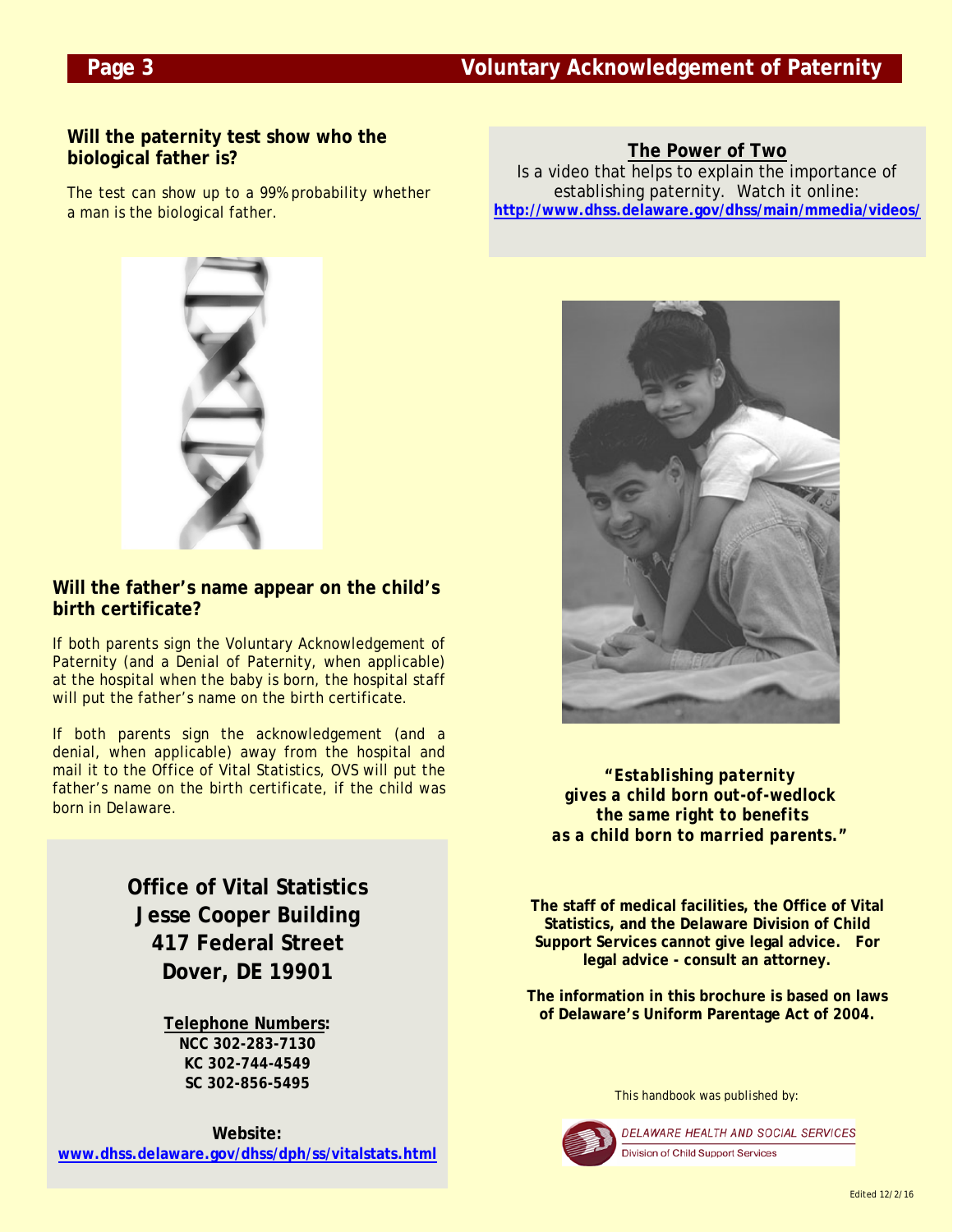## Will the paternity test show who the biological father is?

The test can show up to a 99% probability whether a man is the biological father.

## Will the father's name appear on the child's birth certificate?

If both parents sign the Voluntary Acknowledgement of Paternity (and a Denial of Paternity, when applicable) at the hospital when the baby is born, the hospital staff will put the father's name on the birth certificate.

If both parents sign the acknowledgement (and a denial, when applicable) away from the hospital and mail it to the Office of Vital Statistics, OVS will put the father's name on the birth certificate, if the child was born in Delaware.

**Office of Vital Statistics**
**Jesse Cooper Building**
**417 Federal Street**
**Dover, DE 19901**

**Telephone Numbers:**
**NCC 302-283-7130**
**KC 302-744-4549**
**SC 302-856-5495**

**Website:**
**www.dhss.delaware.gov/dhss/dph/ss/vitalstats.html**

**The Power of Two**

Is a video that helps to explain the importance of establishing paternity. Watch it online:
**http://www.dhss.delaware.gov/dhss/main/mmedia/videos/**

***"Establishing paternity gives a child born out-of-wedlock the same right to benefits as a child born to married parents."***

**The staff of medical facilities, the Office of Vital Statistics, and the Delaware Division of Child Support Services cannot give legal advice. For legal advice - consult an attorney.**

**The information in this brochure is based on laws of Delaware's Uniform Parentage Act of 2004.**

This handbook was published by:

DELAWARE HEALTH AND SOCIAL SERVICES
Division of Child Support Services

Edited 12/2/16